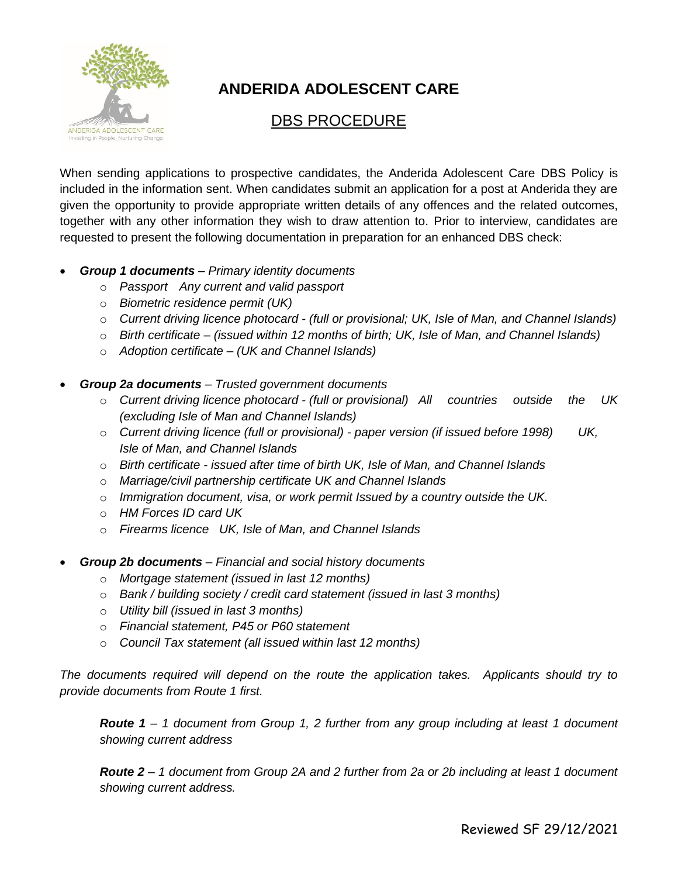# ANDERIDA ADOLESCENT CARE

## DBS PROCEDURE

When sending applications to prospective candidates, the Anderida Adolescent Care DBS Policy is included in the information sent. When candidates submit an application for a post at Anderida they are given the opportunity to provide appropriate written details of any offences and the related outcomes, together with any other information they wish to draw attention to. Prior to interview, candidates are requested to present the following documentation in preparation for an enhanced DBS check:

- ***Group 1 documents*** *– Primary identity documents*
  - *Passport Any current and valid passport*
  - *Biometric residence permit (UK)*
  - *Current driving licence photocard - (full or provisional; UK, Isle of Man, and Channel Islands)*
  - *Birth certificate – (issued within 12 months of birth; UK, Isle of Man, and Channel Islands)*
  - *Adoption certificate – (UK and Channel Islands)*

- ***Group 2a documents*** *– Trusted government documents*
  - *Current driving licence photocard - (full or provisional) All countries outside the UK (excluding Isle of Man and Channel Islands)*
  - *Current driving licence (full or provisional) - paper version (if issued before 1998) UK, Isle of Man, and Channel Islands*
  - *Birth certificate - issued after time of birth UK, Isle of Man, and Channel Islands*
  - *Marriage/civil partnership certificate UK and Channel Islands*
  - *Immigration document, visa, or work permit Issued by a country outside the UK.*
  - *HM Forces ID card UK*
  - *Firearms licence UK, Isle of Man, and Channel Islands*

- ***Group 2b documents*** *– Financial and social history documents*
  - *Mortgage statement (issued in last 12 months)*
  - *Bank / building society / credit card statement (issued in last 3 months)*
  - *Utility bill (issued in last 3 months)*
  - *Financial statement, P45 or P60 statement*
  - *Council Tax statement (all issued within last 12 months)*

*The documents required will depend on the route the application takes. Applicants should try to provide documents from Route 1 first.*

> ***Route 1*** *– 1 document from Group 1, 2 further from any group including at least 1 document showing current address*
>
> ***Route 2*** *– 1 document from Group 2A and 2 further from 2a or 2b including at least 1 document showing current address.*

Reviewed SF 29/12/2021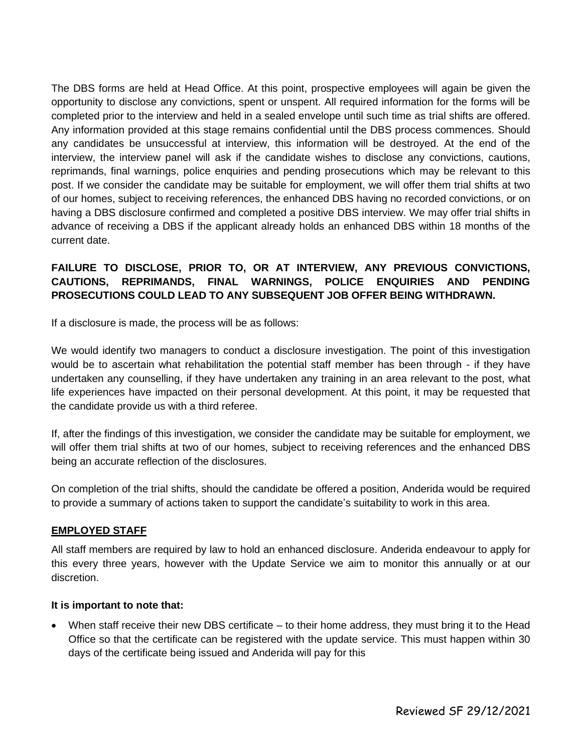The DBS forms are held at Head Office. At this point, prospective employees will again be given the opportunity to disclose any convictions, spent or unspent. All required information for the forms will be completed prior to the interview and held in a sealed envelope until such time as trial shifts are offered. Any information provided at this stage remains confidential until the DBS process commences. Should any candidates be unsuccessful at interview, this information will be destroyed. At the end of the interview, the interview panel will ask if the candidate wishes to disclose any convictions, cautions, reprimands, final warnings, police enquiries and pending prosecutions which may be relevant to this post. If we consider the candidate may be suitable for employment, we will offer them trial shifts at two of our homes, subject to receiving references, the enhanced DBS having no recorded convictions, or on having a DBS disclosure confirmed and completed a positive DBS interview. We may offer trial shifts in advance of receiving a DBS if the applicant already holds an enhanced DBS within 18 months of the current date.

**FAILURE TO DISCLOSE, PRIOR TO, OR AT INTERVIEW, ANY PREVIOUS CONVICTIONS, CAUTIONS, REPRIMANDS, FINAL WARNINGS, POLICE ENQUIRIES AND PENDING PROSECUTIONS COULD LEAD TO ANY SUBSEQUENT JOB OFFER BEING WITHDRAWN.**

If a disclosure is made, the process will be as follows:

We would identify two managers to conduct a disclosure investigation. The point of this investigation would be to ascertain what rehabilitation the potential staff member has been through - if they have undertaken any counselling, if they have undertaken any training in an area relevant to the post, what life experiences have impacted on their personal development. At this point, it may be requested that the candidate provide us with a third referee.

If, after the findings of this investigation, we consider the candidate may be suitable for employment, we will offer them trial shifts at two of our homes, subject to receiving references and the enhanced DBS being an accurate reflection of the disclosures.

On completion of the trial shifts, should the candidate be offered a position, Anderida would be required to provide a summary of actions taken to support the candidate's suitability to work in this area.

## EMPLOYED STAFF

All staff members are required by law to hold an enhanced disclosure. Anderida endeavour to apply for this every three years, however with the Update Service we aim to monitor this annually or at our discretion.

**It is important to note that:**

- When staff receive their new DBS certificate – to their home address, they must bring it to the Head Office so that the certificate can be registered with the update service. This must happen within 30 days of the certificate being issued and Anderida will pay for this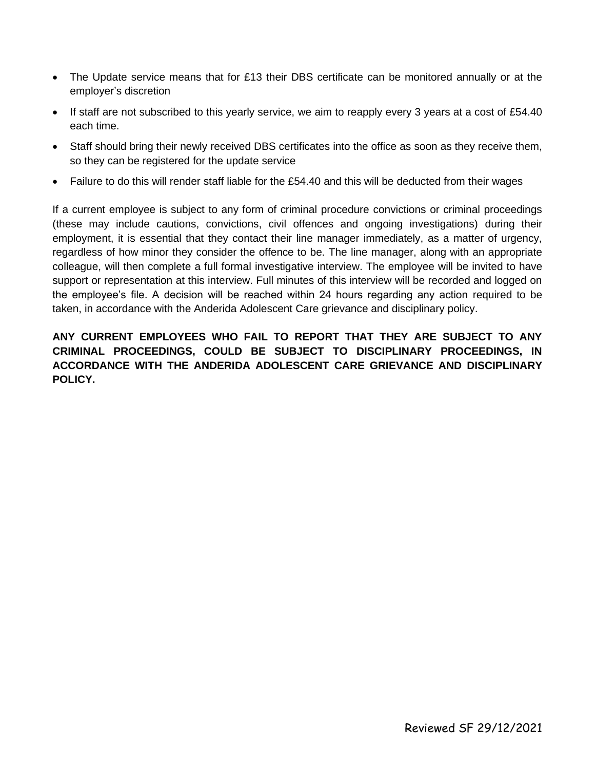- The Update service means that for £13 their DBS certificate can be monitored annually or at the employer's discretion
- If staff are not subscribed to this yearly service, we aim to reapply every 3 years at a cost of £54.40 each time.
- Staff should bring their newly received DBS certificates into the office as soon as they receive them, so they can be registered for the update service
- Failure to do this will render staff liable for the £54.40 and this will be deducted from their wages

If a current employee is subject to any form of criminal procedure convictions or criminal proceedings (these may include cautions, convictions, civil offences and ongoing investigations) during their employment, it is essential that they contact their line manager immediately, as a matter of urgency, regardless of how minor they consider the offence to be. The line manager, along with an appropriate colleague, will then complete a full formal investigative interview. The employee will be invited to have support or representation at this interview. Full minutes of this interview will be recorded and logged on the employee's file. A decision will be reached within 24 hours regarding any action required to be taken, in accordance with the Anderida Adolescent Care grievance and disciplinary policy.

**ANY CURRENT EMPLOYEES WHO FAIL TO REPORT THAT THEY ARE SUBJECT TO ANY CRIMINAL PROCEEDINGS, COULD BE SUBJECT TO DISCIPLINARY PROCEEDINGS, IN ACCORDANCE WITH THE ANDERIDA ADOLESCENT CARE GRIEVANCE AND DISCIPLINARY POLICY.**

Reviewed SF 29/12/2021